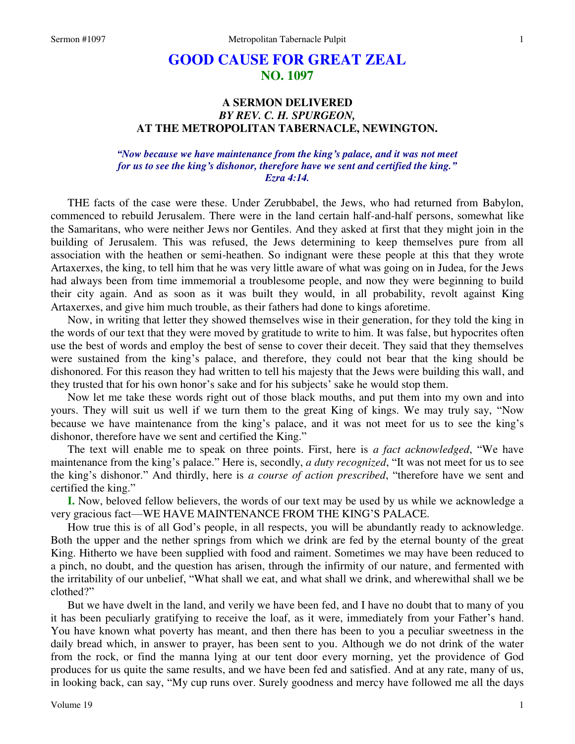# GOOD CAUSE FOR GREAT ZEAL
## NO. 1097

### A SERMON DELIVERED
### *BY REV. C. H. SPURGEON,*
### AT THE METROPOLITAN TABERNACLE, NEWINGTON.

*"Now because we have maintenance from the king's palace, and it was not meet for us to see the king's dishonor, therefore have we sent and certified the king." Ezra 4:14.*

THE facts of the case were these. Under Zerubbabel, the Jews, who had returned from Babylon, commenced to rebuild Jerusalem. There were in the land certain half-and-half persons, somewhat like the Samaritans, who were neither Jews nor Gentiles. And they asked at first that they might join in the building of Jerusalem. This was refused, the Jews determining to keep themselves pure from all association with the heathen or semi-heathen. So indignant were these people at this that they wrote Artaxerxes, the king, to tell him that he was very little aware of what was going on in Judea, for the Jews had always been from time immemorial a troublesome people, and now they were beginning to build their city again. And as soon as it was built they would, in all probability, revolt against King Artaxerxes, and give him much trouble, as their fathers had done to kings aforetime.

Now, in writing that letter they showed themselves wise in their generation, for they told the king in the words of our text that they were moved by gratitude to write to him. It was false, but hypocrites often use the best of words and employ the best of sense to cover their deceit. They said that they themselves were sustained from the king's palace, and therefore, they could not bear that the king should be dishonored. For this reason they had written to tell his majesty that the Jews were building this wall, and they trusted that for his own honor's sake and for his subjects' sake he would stop them.

Now let me take these words right out of those black mouths, and put them into my own and into yours. They will suit us well if we turn them to the great King of kings. We may truly say, "Now because we have maintenance from the king's palace, and it was not meet for us to see the king's dishonor, therefore have we sent and certified the King."

The text will enable me to speak on three points. First, here is *a fact acknowledged*, "We have maintenance from the king's palace." Here is, secondly, *a duty recognized*, "It was not meet for us to see the king's dishonor." And thirdly, here is *a course of action prescribed*, "therefore have we sent and certified the king."

**I.** Now, beloved fellow believers, the words of our text may be used by us while we acknowledge a very gracious fact—WE HAVE MAINTENANCE FROM THE KING'S PALACE.

How true this is of all God's people, in all respects, you will be abundantly ready to acknowledge. Both the upper and the nether springs from which we drink are fed by the eternal bounty of the great King. Hitherto we have been supplied with food and raiment. Sometimes we may have been reduced to a pinch, no doubt, and the question has arisen, through the infirmity of our nature, and fermented with the irritability of our unbelief, "What shall we eat, and what shall we drink, and wherewithal shall we be clothed?"

But we have dwelt in the land, and verily we have been fed, and I have no doubt that to many of you it has been peculiarly gratifying to receive the loaf, as it were, immediately from your Father's hand. You have known what poverty has meant, and then there has been to you a peculiar sweetness in the daily bread which, in answer to prayer, has been sent to you. Although we do not drink of the water from the rock, or find the manna lying at our tent door every morning, yet the providence of God produces for us quite the same results, and we have been fed and satisfied. And at any rate, many of us, in looking back, can say, "My cup runs over. Surely goodness and mercy have followed me all the days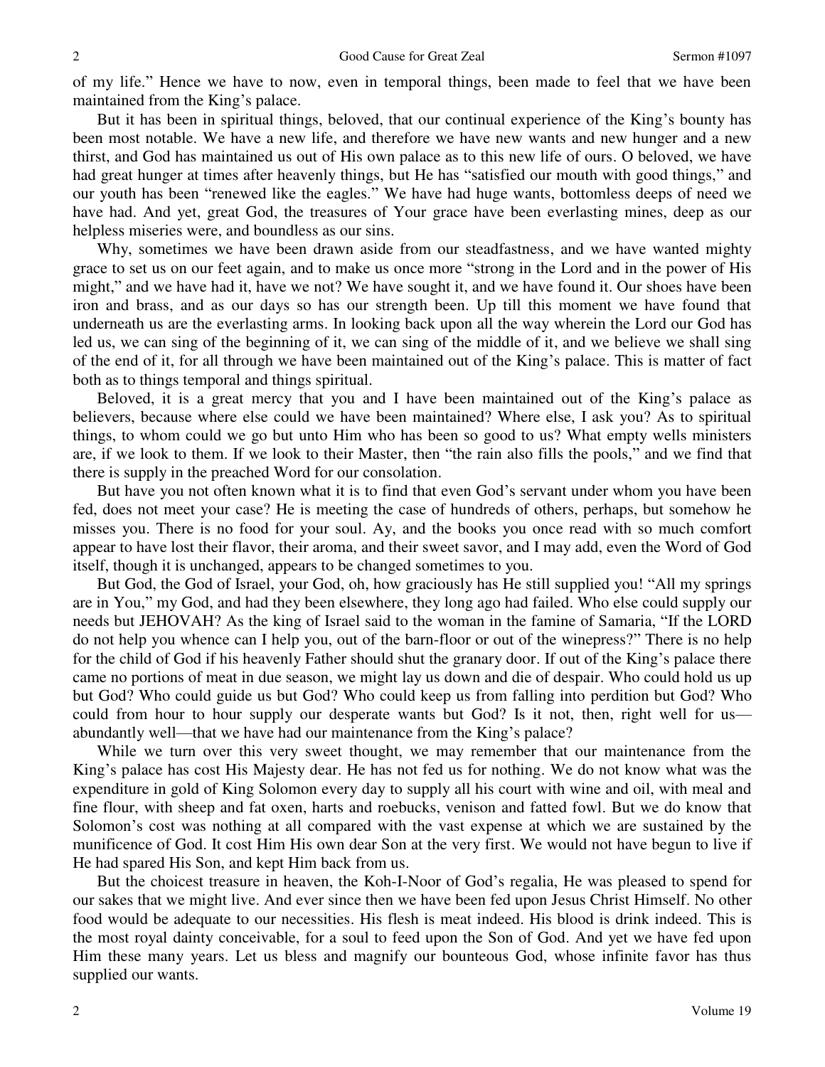of my life." Hence we have to now, even in temporal things, been made to feel that we have been maintained from the King's palace.

But it has been in spiritual things, beloved, that our continual experience of the King's bounty has been most notable. We have a new life, and therefore we have new wants and new hunger and a new thirst, and God has maintained us out of His own palace as to this new life of ours. O beloved, we have had great hunger at times after heavenly things, but He has "satisfied our mouth with good things," and our youth has been "renewed like the eagles." We have had huge wants, bottomless deeps of need we have had. And yet, great God, the treasures of Your grace have been everlasting mines, deep as our helpless miseries were, and boundless as our sins.

Why, sometimes we have been drawn aside from our steadfastness, and we have wanted mighty grace to set us on our feet again, and to make us once more "strong in the Lord and in the power of His might," and we have had it, have we not? We have sought it, and we have found it. Our shoes have been iron and brass, and as our days so has our strength been. Up till this moment we have found that underneath us are the everlasting arms. In looking back upon all the way wherein the Lord our God has led us, we can sing of the beginning of it, we can sing of the middle of it, and we believe we shall sing of the end of it, for all through we have been maintained out of the King's palace. This is matter of fact both as to things temporal and things spiritual.

Beloved, it is a great mercy that you and I have been maintained out of the King's palace as believers, because where else could we have been maintained? Where else, I ask you? As to spiritual things, to whom could we go but unto Him who has been so good to us? What empty wells ministers are, if we look to them. If we look to their Master, then "the rain also fills the pools," and we find that there is supply in the preached Word for our consolation.

But have you not often known what it is to find that even God's servant under whom you have been fed, does not meet your case? He is meeting the case of hundreds of others, perhaps, but somehow he misses you. There is no food for your soul. Ay, and the books you once read with so much comfort appear to have lost their flavor, their aroma, and their sweet savor, and I may add, even the Word of God itself, though it is unchanged, appears to be changed sometimes to you.

But God, the God of Israel, your God, oh, how graciously has He still supplied you! "All my springs are in You," my God, and had they been elsewhere, they long ago had failed. Who else could supply our needs but JEHOVAH? As the king of Israel said to the woman in the famine of Samaria, "If the LORD do not help you whence can I help you, out of the barn-floor or out of the winepress?" There is no help for the child of God if his heavenly Father should shut the granary door. If out of the King's palace there came no portions of meat in due season, we might lay us down and die of despair. Who could hold us up but God? Who could guide us but God? Who could keep us from falling into perdition but God? Who could from hour to hour supply our desperate wants but God? Is it not, then, right well for us—abundantly well—that we have had our maintenance from the King's palace?

While we turn over this very sweet thought, we may remember that our maintenance from the King's palace has cost His Majesty dear. He has not fed us for nothing. We do not know what was the expenditure in gold of King Solomon every day to supply all his court with wine and oil, with meal and fine flour, with sheep and fat oxen, harts and roebucks, venison and fatted fowl. But we do know that Solomon's cost was nothing at all compared with the vast expense at which we are sustained by the munificence of God. It cost Him His own dear Son at the very first. We would not have begun to live if He had spared His Son, and kept Him back from us.

But the choicest treasure in heaven, the Koh-I-Noor of God's regalia, He was pleased to spend for our sakes that we might live. And ever since then we have been fed upon Jesus Christ Himself. No other food would be adequate to our necessities. His flesh is meat indeed. His blood is drink indeed. This is the most royal dainty conceivable, for a soul to feed upon the Son of God. And yet we have fed upon Him these many years. Let us bless and magnify our bounteous God, whose infinite favor has thus supplied our wants.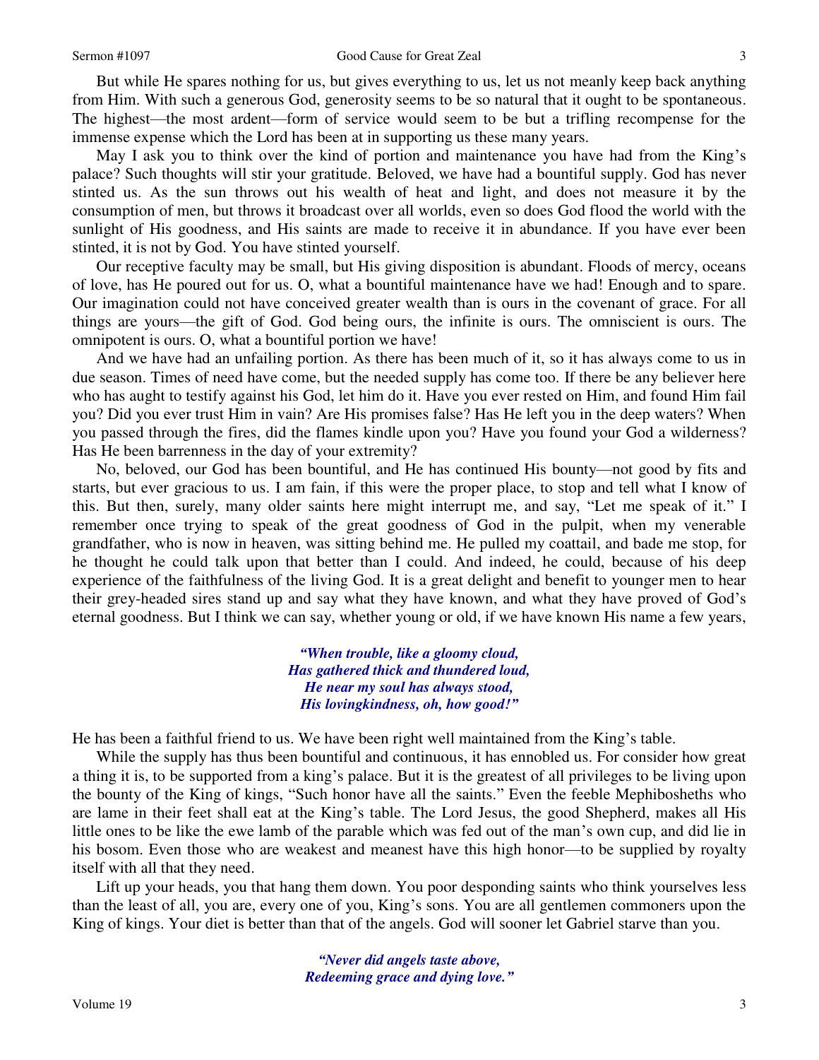But while He spares nothing for us, but gives everything to us, let us not meanly keep back anything from Him. With such a generous God, generosity seems to be so natural that it ought to be spontaneous. The highest—the most ardent—form of service would seem to be but a trifling recompense for the immense expense which the Lord has been at in supporting us these many years.

May I ask you to think over the kind of portion and maintenance you have had from the King's palace? Such thoughts will stir your gratitude. Beloved, we have had a bountiful supply. God has never stinted us. As the sun throws out his wealth of heat and light, and does not measure it by the consumption of men, but throws it broadcast over all worlds, even so does God flood the world with the sunlight of His goodness, and His saints are made to receive it in abundance. If you have ever been stinted, it is not by God. You have stinted yourself.

Our receptive faculty may be small, but His giving disposition is abundant. Floods of mercy, oceans of love, has He poured out for us. O, what a bountiful maintenance have we had! Enough and to spare. Our imagination could not have conceived greater wealth than is ours in the covenant of grace. For all things are yours—the gift of God. God being ours, the infinite is ours. The omniscient is ours. The omnipotent is ours. O, what a bountiful portion we have!

And we have had an unfailing portion. As there has been much of it, so it has always come to us in due season. Times of need have come, but the needed supply has come too. If there be any believer here who has aught to testify against his God, let him do it. Have you ever rested on Him, and found Him fail you? Did you ever trust Him in vain? Are His promises false? Has He left you in the deep waters? When you passed through the fires, did the flames kindle upon you? Have you found your God a wilderness? Has He been barrenness in the day of your extremity?

No, beloved, our God has been bountiful, and He has continued His bounty—not good by fits and starts, but ever gracious to us. I am fain, if this were the proper place, to stop and tell what I know of this. But then, surely, many older saints here might interrupt me, and say, "Let me speak of it." I remember once trying to speak of the great goodness of God in the pulpit, when my venerable grandfather, who is now in heaven, was sitting behind me. He pulled my coattail, and bade me stop, for he thought he could talk upon that better than I could. And indeed, he could, because of his deep experience of the faithfulness of the living God. It is a great delight and benefit to younger men to hear their grey-headed sires stand up and say what they have known, and what they have proved of God's eternal goodness. But I think we can say, whether young or old, if we have known His name a few years,

> ***"When trouble, like a gloomy cloud,***
> ***Has gathered thick and thundered loud,***
> ***He near my soul has always stood,***
> ***His lovingkindness, oh, how good!"***

He has been a faithful friend to us. We have been right well maintained from the King's table.

While the supply has thus been bountiful and continuous, it has ennobled us. For consider how great a thing it is, to be supported from a king's palace. But it is the greatest of all privileges to be living upon the bounty of the King of kings, "Such honor have all the saints." Even the feeble Mephibosheths who are lame in their feet shall eat at the King's table. The Lord Jesus, the good Shepherd, makes all His little ones to be like the ewe lamb of the parable which was fed out of the man's own cup, and did lie in his bosom. Even those who are weakest and meanest have this high honor—to be supplied by royalty itself with all that they need.

Lift up your heads, you that hang them down. You poor desponding saints who think yourselves less than the least of all, you are, every one of you, King's sons. You are all gentlemen commoners upon the King of kings. Your diet is better than that of the angels. God will sooner let Gabriel starve than you.

> ***"Never did angels taste above,***
> ***Redeeming grace and dying love."***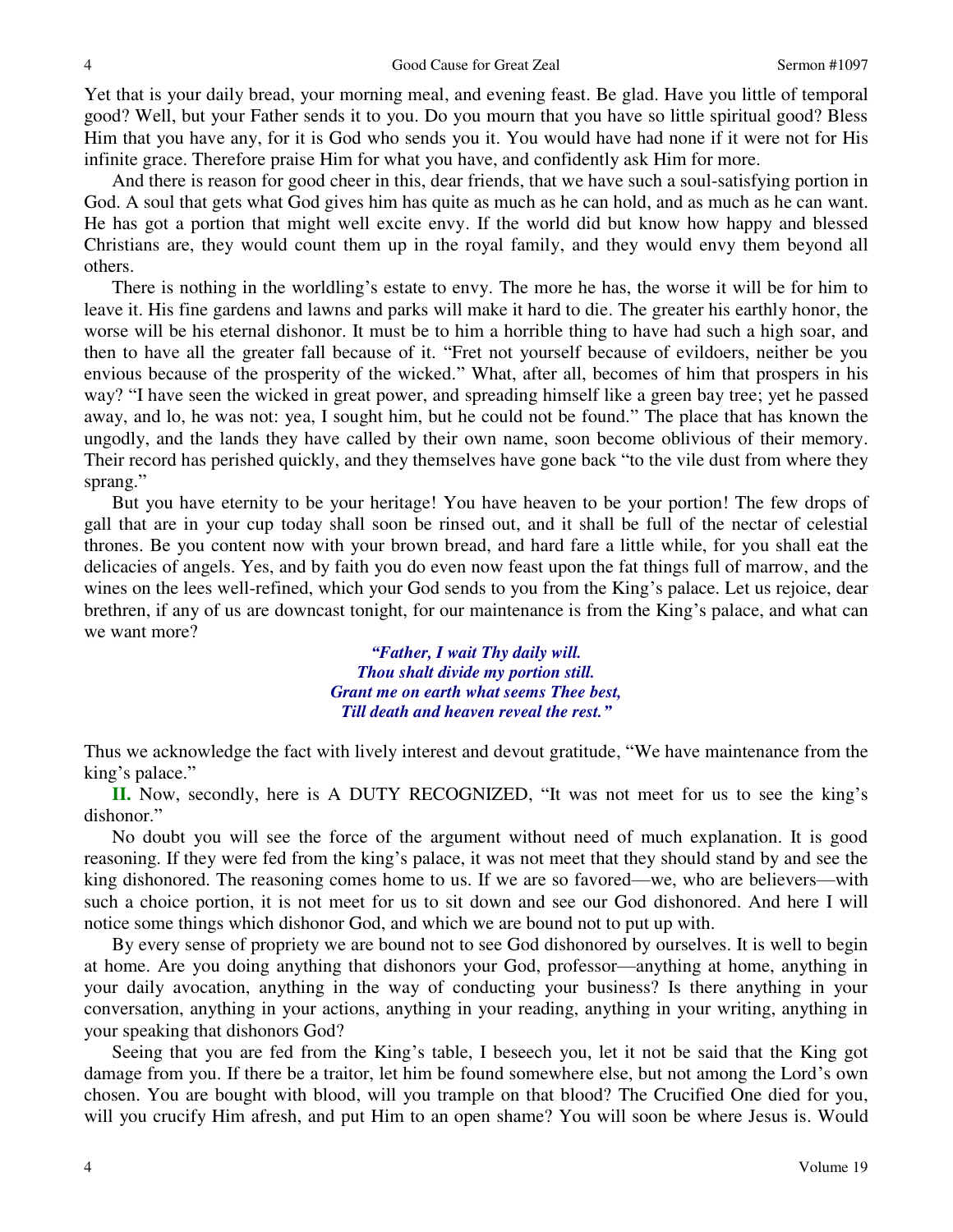Yet that is your daily bread, your morning meal, and evening feast. Be glad. Have you little of temporal good? Well, but your Father sends it to you. Do you mourn that you have so little spiritual good? Bless Him that you have any, for it is God who sends you it. You would have had none if it were not for His infinite grace. Therefore praise Him for what you have, and confidently ask Him for more.

And there is reason for good cheer in this, dear friends, that we have such a soul-satisfying portion in God. A soul that gets what God gives him has quite as much as he can hold, and as much as he can want. He has got a portion that might well excite envy. If the world did but know how happy and blessed Christians are, they would count them up in the royal family, and they would envy them beyond all others.

There is nothing in the worldling's estate to envy. The more he has, the worse it will be for him to leave it. His fine gardens and lawns and parks will make it hard to die. The greater his earthly honor, the worse will be his eternal dishonor. It must be to him a horrible thing to have had such a high soar, and then to have all the greater fall because of it. "Fret not yourself because of evildoers, neither be you envious because of the prosperity of the wicked." What, after all, becomes of him that prospers in his way? "I have seen the wicked in great power, and spreading himself like a green bay tree; yet he passed away, and lo, he was not: yea, I sought him, but he could not be found." The place that has known the ungodly, and the lands they have called by their own name, soon become oblivious of their memory. Their record has perished quickly, and they themselves have gone back "to the vile dust from where they sprang."

But you have eternity to be your heritage! You have heaven to be your portion! The few drops of gall that are in your cup today shall soon be rinsed out, and it shall be full of the nectar of celestial thrones. Be you content now with your brown bread, and hard fare a little while, for you shall eat the delicacies of angels. Yes, and by faith you do even now feast upon the fat things full of marrow, and the wines on the lees well-refined, which your God sends to you from the King's palace. Let us rejoice, dear brethren, if any of us are downcast tonight, for our maintenance is from the King's palace, and what can we want more?

> ***"Father, I wait Thy daily will.***
> ***Thou shalt divide my portion still.***
> ***Grant me on earth what seems Thee best,***
> ***Till death and heaven reveal the rest."***

Thus we acknowledge the fact with lively interest and devout gratitude, "We have maintenance from the king's palace."

**II.** Now, secondly, here is A DUTY RECOGNIZED, "It was not meet for us to see the king's dishonor."

No doubt you will see the force of the argument without need of much explanation. It is good reasoning. If they were fed from the king's palace, it was not meet that they should stand by and see the king dishonored. The reasoning comes home to us. If we are so favored—we, who are believers—with such a choice portion, it is not meet for us to sit down and see our God dishonored. And here I will notice some things which dishonor God, and which we are bound not to put up with.

By every sense of propriety we are bound not to see God dishonored by ourselves. It is well to begin at home. Are you doing anything that dishonors your God, professor—anything at home, anything in your daily avocation, anything in the way of conducting your business? Is there anything in your conversation, anything in your actions, anything in your reading, anything in your writing, anything in your speaking that dishonors God?

Seeing that you are fed from the King's table, I beseech you, let it not be said that the King got damage from you. If there be a traitor, let him be found somewhere else, but not among the Lord's own chosen. You are bought with blood, will you trample on that blood? The Crucified One died for you, will you crucify Him afresh, and put Him to an open shame? You will soon be where Jesus is. Would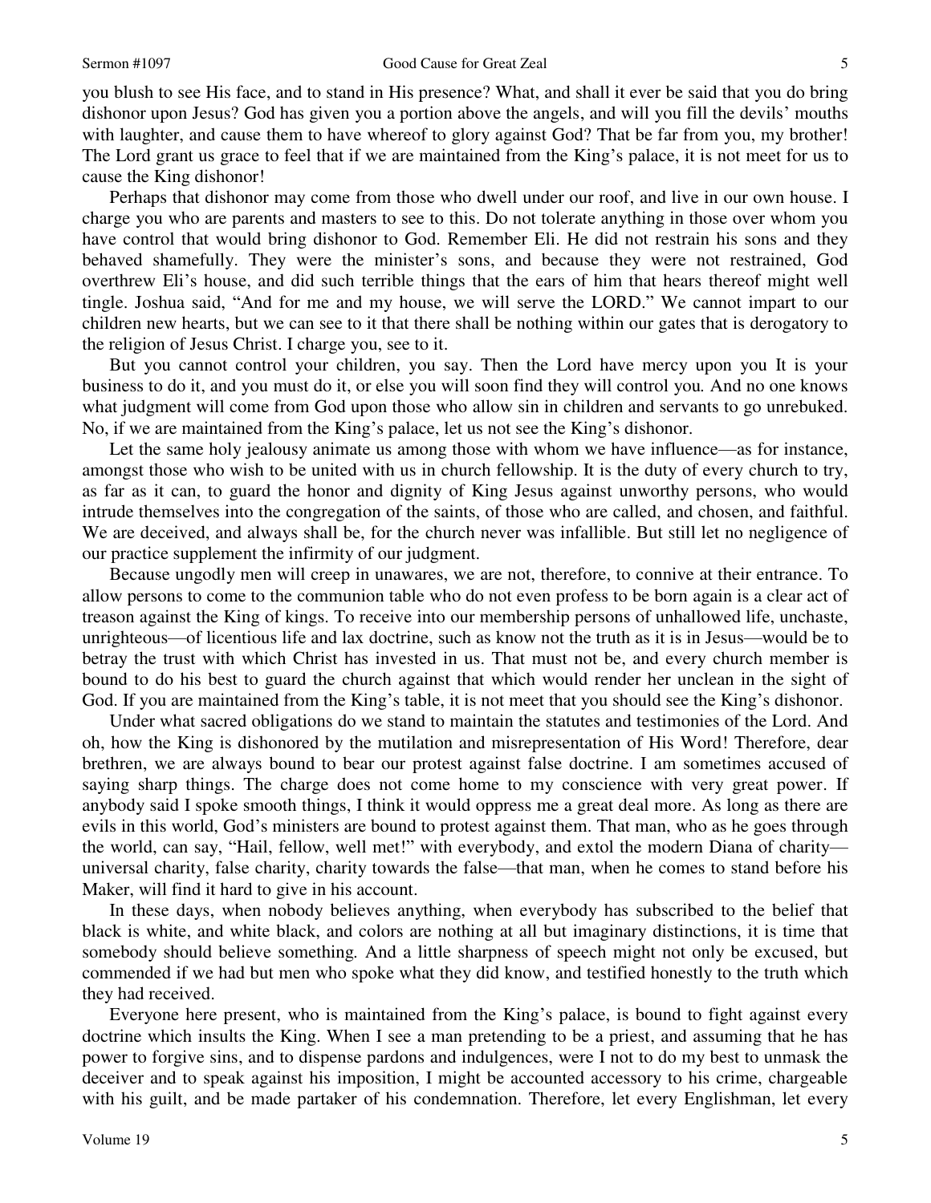you blush to see His face, and to stand in His presence? What, and shall it ever be said that you do bring dishonor upon Jesus? God has given you a portion above the angels, and will you fill the devils' mouths with laughter, and cause them to have whereof to glory against God? That be far from you, my brother! The Lord grant us grace to feel that if we are maintained from the King's palace, it is not meet for us to cause the King dishonor!

Perhaps that dishonor may come from those who dwell under our roof, and live in our own house. I charge you who are parents and masters to see to this. Do not tolerate anything in those over whom you have control that would bring dishonor to God. Remember Eli. He did not restrain his sons and they behaved shamefully. They were the minister's sons, and because they were not restrained, God overthrew Eli's house, and did such terrible things that the ears of him that hears thereof might well tingle. Joshua said, "And for me and my house, we will serve the LORD." We cannot impart to our children new hearts, but we can see to it that there shall be nothing within our gates that is derogatory to the religion of Jesus Christ. I charge you, see to it.

But you cannot control your children, you say. Then the Lord have mercy upon you It is your business to do it, and you must do it, or else you will soon find they will control you. And no one knows what judgment will come from God upon those who allow sin in children and servants to go unrebuked. No, if we are maintained from the King's palace, let us not see the King's dishonor.

Let the same holy jealousy animate us among those with whom we have influence—as for instance, amongst those who wish to be united with us in church fellowship. It is the duty of every church to try, as far as it can, to guard the honor and dignity of King Jesus against unworthy persons, who would intrude themselves into the congregation of the saints, of those who are called, and chosen, and faithful. We are deceived, and always shall be, for the church never was infallible. But still let no negligence of our practice supplement the infirmity of our judgment.

Because ungodly men will creep in unawares, we are not, therefore, to connive at their entrance. To allow persons to come to the communion table who do not even profess to be born again is a clear act of treason against the King of kings. To receive into our membership persons of unhallowed life, unchaste, unrighteous—of licentious life and lax doctrine, such as know not the truth as it is in Jesus—would be to betray the trust with which Christ has invested in us. That must not be, and every church member is bound to do his best to guard the church against that which would render her unclean in the sight of God. If you are maintained from the King's table, it is not meet that you should see the King's dishonor.

Under what sacred obligations do we stand to maintain the statutes and testimonies of the Lord. And oh, how the King is dishonored by the mutilation and misrepresentation of His Word! Therefore, dear brethren, we are always bound to bear our protest against false doctrine. I am sometimes accused of saying sharp things. The charge does not come home to my conscience with very great power. If anybody said I spoke smooth things, I think it would oppress me a great deal more. As long as there are evils in this world, God's ministers are bound to protest against them. That man, who as he goes through the world, can say, "Hail, fellow, well met!" with everybody, and extol the modern Diana of charity—universal charity, false charity, charity towards the false—that man, when he comes to stand before his Maker, will find it hard to give in his account.

In these days, when nobody believes anything, when everybody has subscribed to the belief that black is white, and white black, and colors are nothing at all but imaginary distinctions, it is time that somebody should believe something. And a little sharpness of speech might not only be excused, but commended if we had but men who spoke what they did know, and testified honestly to the truth which they had received.

Everyone here present, who is maintained from the King's palace, is bound to fight against every doctrine which insults the King. When I see a man pretending to be a priest, and assuming that he has power to forgive sins, and to dispense pardons and indulgences, were I not to do my best to unmask the deceiver and to speak against his imposition, I might be accounted accessory to his crime, chargeable with his guilt, and be made partaker of his condemnation. Therefore, let every Englishman, let every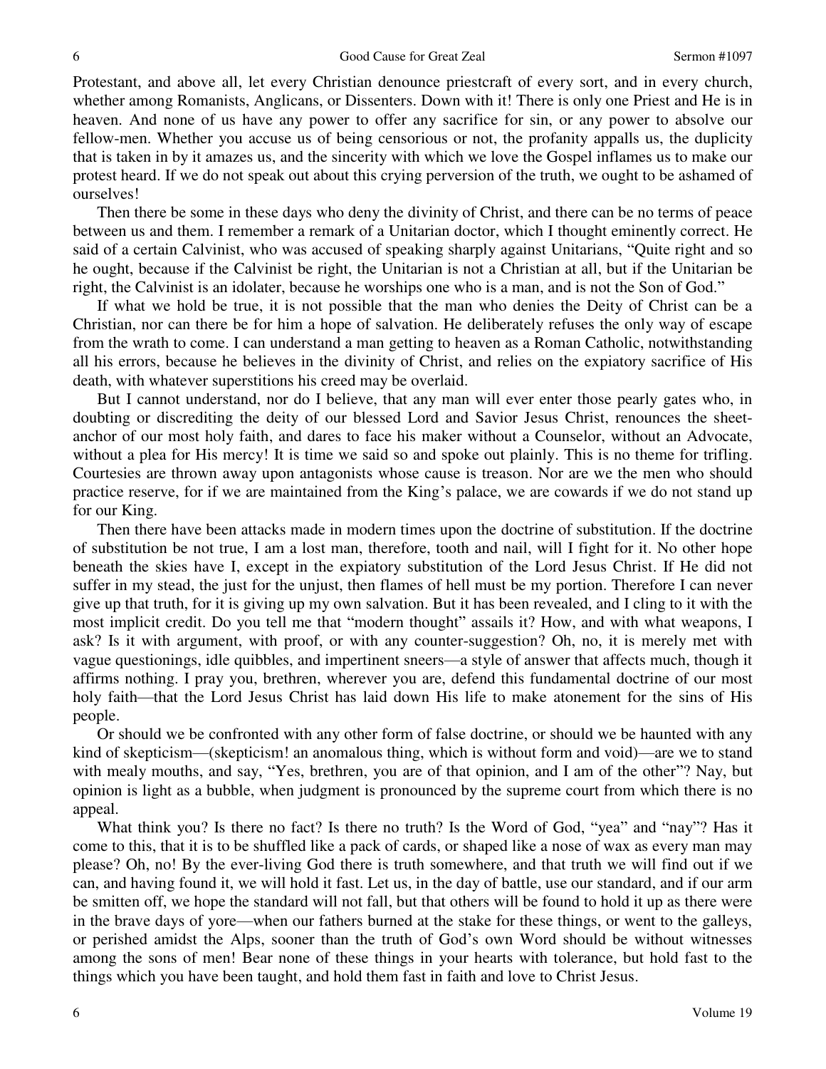Protestant, and above all, let every Christian denounce priestcraft of every sort, and in every church, whether among Romanists, Anglicans, or Dissenters. Down with it! There is only one Priest and He is in heaven. And none of us have any power to offer any sacrifice for sin, or any power to absolve our fellow-men. Whether you accuse us of being censorious or not, the profanity appalls us, the duplicity that is taken in by it amazes us, and the sincerity with which we love the Gospel inflames us to make our protest heard. If we do not speak out about this crying perversion of the truth, we ought to be ashamed of ourselves!

Then there be some in these days who deny the divinity of Christ, and there can be no terms of peace between us and them. I remember a remark of a Unitarian doctor, which I thought eminently correct. He said of a certain Calvinist, who was accused of speaking sharply against Unitarians, "Quite right and so he ought, because if the Calvinist be right, the Unitarian is not a Christian at all, but if the Unitarian be right, the Calvinist is an idolater, because he worships one who is a man, and is not the Son of God."

If what we hold be true, it is not possible that the man who denies the Deity of Christ can be a Christian, nor can there be for him a hope of salvation. He deliberately refuses the only way of escape from the wrath to come. I can understand a man getting to heaven as a Roman Catholic, notwithstanding all his errors, because he believes in the divinity of Christ, and relies on the expiatory sacrifice of His death, with whatever superstitions his creed may be overlaid.

But I cannot understand, nor do I believe, that any man will ever enter those pearly gates who, in doubting or discrediting the deity of our blessed Lord and Savior Jesus Christ, renounces the sheet-anchor of our most holy faith, and dares to face his maker without a Counselor, without an Advocate, without a plea for His mercy! It is time we said so and spoke out plainly. This is no theme for trifling. Courtesies are thrown away upon antagonists whose cause is treason. Nor are we the men who should practice reserve, for if we are maintained from the King's palace, we are cowards if we do not stand up for our King.

Then there have been attacks made in modern times upon the doctrine of substitution. If the doctrine of substitution be not true, I am a lost man, therefore, tooth and nail, will I fight for it. No other hope beneath the skies have I, except in the expiatory substitution of the Lord Jesus Christ. If He did not suffer in my stead, the just for the unjust, then flames of hell must be my portion. Therefore I can never give up that truth, for it is giving up my own salvation. But it has been revealed, and I cling to it with the most implicit credit. Do you tell me that "modern thought" assails it? How, and with what weapons, I ask? Is it with argument, with proof, or with any counter-suggestion? Oh, no, it is merely met with vague questionings, idle quibbles, and impertinent sneers—a style of answer that affects much, though it affirms nothing. I pray you, brethren, wherever you are, defend this fundamental doctrine of our most holy faith—that the Lord Jesus Christ has laid down His life to make atonement for the sins of His people.

Or should we be confronted with any other form of false doctrine, or should we be haunted with any kind of skepticism—(skepticism! an anomalous thing, which is without form and void)—are we to stand with mealy mouths, and say, "Yes, brethren, you are of that opinion, and I am of the other"? Nay, but opinion is light as a bubble, when judgment is pronounced by the supreme court from which there is no appeal.

What think you? Is there no fact? Is there no truth? Is the Word of God, "yea" and "nay"? Has it come to this, that it is to be shuffled like a pack of cards, or shaped like a nose of wax as every man may please? Oh, no! By the ever-living God there is truth somewhere, and that truth we will find out if we can, and having found it, we will hold it fast. Let us, in the day of battle, use our standard, and if our arm be smitten off, we hope the standard will not fall, but that others will be found to hold it up as there were in the brave days of yore—when our fathers burned at the stake for these things, or went to the galleys, or perished amidst the Alps, sooner than the truth of God's own Word should be without witnesses among the sons of men! Bear none of these things in your hearts with tolerance, but hold fast to the things which you have been taught, and hold them fast in faith and love to Christ Jesus.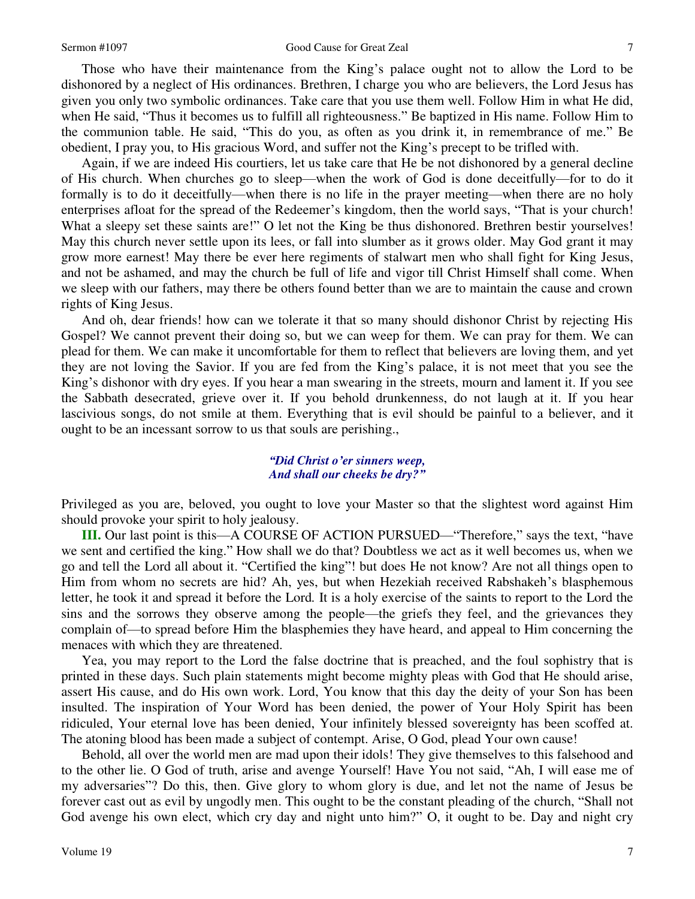Those who have their maintenance from the King's palace ought not to allow the Lord to be dishonored by a neglect of His ordinances. Brethren, I charge you who are believers, the Lord Jesus has given you only two symbolic ordinances. Take care that you use them well. Follow Him in what He did, when He said, "Thus it becomes us to fulfill all righteousness." Be baptized in His name. Follow Him to the communion table. He said, "This do you, as often as you drink it, in remembrance of me." Be obedient, I pray you, to His gracious Word, and suffer not the King's precept to be trifled with.

Again, if we are indeed His courtiers, let us take care that He be not dishonored by a general decline of His church. When churches go to sleep—when the work of God is done deceitfully—for to do it formally is to do it deceitfully—when there is no life in the prayer meeting—when there are no holy enterprises afloat for the spread of the Redeemer's kingdom, then the world says, "That is your church! What a sleepy set these saints are!" O let not the King be thus dishonored. Brethren bestir yourselves! May this church never settle upon its lees, or fall into slumber as it grows older. May God grant it may grow more earnest! May there be ever here regiments of stalwart men who shall fight for King Jesus, and not be ashamed, and may the church be full of life and vigor till Christ Himself shall come. When we sleep with our fathers, may there be others found better than we are to maintain the cause and crown rights of King Jesus.

And oh, dear friends! how can we tolerate it that so many should dishonor Christ by rejecting His Gospel? We cannot prevent their doing so, but we can weep for them. We can pray for them. We can plead for them. We can make it uncomfortable for them to reflect that believers are loving them, and yet they are not loving the Savior. If you are fed from the King's palace, it is not meet that you see the King's dishonor with dry eyes. If you hear a man swearing in the streets, mourn and lament it. If you see the Sabbath desecrated, grieve over it. If you behold drunkenness, do not laugh at it. If you hear lascivious songs, do not smile at them. Everything that is evil should be painful to a believer, and it ought to be an incessant sorrow to us that souls are perishing.,

*"Did Christ o'er sinners weep,*
*And shall our cheeks be dry?"*

Privileged as you are, beloved, you ought to love your Master so that the slightest word against Him should provoke your spirit to holy jealousy.

**III.** Our last point is this—A COURSE OF ACTION PURSUED—"Therefore," says the text, "have we sent and certified the king." How shall we do that? Doubtless we act as it well becomes us, when we go and tell the Lord all about it. "Certified the king"! but does He not know? Are not all things open to Him from whom no secrets are hid? Ah, yes, but when Hezekiah received Rabshakeh's blasphemous letter, he took it and spread it before the Lord*.* It is a holy exercise of the saints to report to the Lord the sins and the sorrows they observe among the people—the griefs they feel, and the grievances they complain of—to spread before Him the blasphemies they have heard, and appeal to Him concerning the menaces with which they are threatened.

Yea, you may report to the Lord the false doctrine that is preached, and the foul sophistry that is printed in these days. Such plain statements might become mighty pleas with God that He should arise, assert His cause, and do His own work. Lord, You know that this day the deity of your Son has been insulted. The inspiration of Your Word has been denied, the power of Your Holy Spirit has been ridiculed, Your eternal love has been denied, Your infinitely blessed sovereignty has been scoffed at. The atoning blood has been made a subject of contempt. Arise, O God, plead Your own cause!

Behold, all over the world men are mad upon their idols! They give themselves to this falsehood and to the other lie. O God of truth, arise and avenge Yourself! Have You not said, "Ah, I will ease me of my adversaries"? Do this, then. Give glory to whom glory is due, and let not the name of Jesus be forever cast out as evil by ungodly men. This ought to be the constant pleading of the church, "Shall not God avenge his own elect, which cry day and night unto him?" O, it ought to be. Day and night cry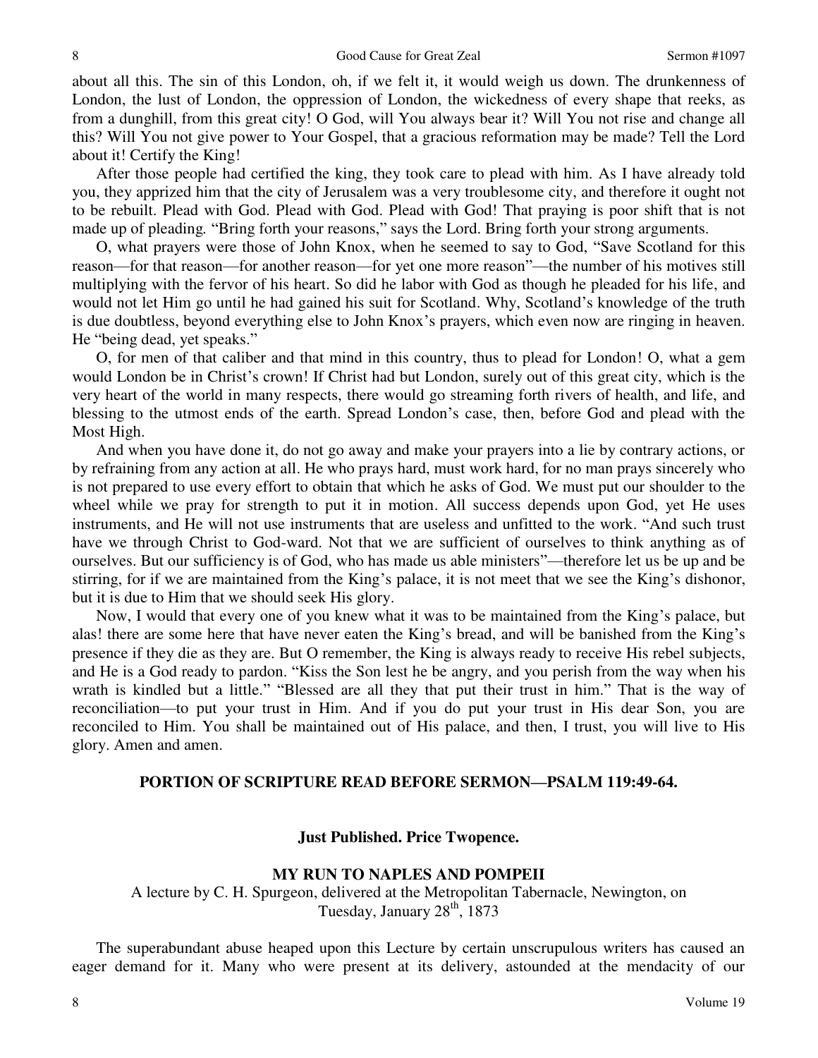about all this. The sin of this London, oh, if we felt it, it would weigh us down. The drunkenness of London, the lust of London, the oppression of London, the wickedness of every shape that reeks, as from a dunghill, from this great city! O God, will You always bear it? Will You not rise and change all this? Will You not give power to Your Gospel, that a gracious reformation may be made? Tell the Lord about it! Certify the King!

After those people had certified the king, they took care to plead with him. As I have already told you, they apprized him that the city of Jerusalem was a very troublesome city, and therefore it ought not to be rebuilt. Plead with God. Plead with God. Plead with God! That praying is poor shift that is not made up of pleading. "Bring forth your reasons," says the Lord. Bring forth your strong arguments.

O, what prayers were those of John Knox, when he seemed to say to God, "Save Scotland for this reason—for that reason—for another reason—for yet one more reason"—the number of his motives still multiplying with the fervor of his heart. So did he labor with God as though he pleaded for his life, and would not let Him go until he had gained his suit for Scotland. Why, Scotland's knowledge of the truth is due doubtless, beyond everything else to John Knox's prayers, which even now are ringing in heaven. He "being dead, yet speaks."

O, for men of that caliber and that mind in this country, thus to plead for London! O, what a gem would London be in Christ's crown! If Christ had but London, surely out of this great city, which is the very heart of the world in many respects, there would go streaming forth rivers of health, and life, and blessing to the utmost ends of the earth. Spread London's case, then, before God and plead with the Most High.

And when you have done it, do not go away and make your prayers into a lie by contrary actions, or by refraining from any action at all. He who prays hard, must work hard, for no man prays sincerely who is not prepared to use every effort to obtain that which he asks of God. We must put our shoulder to the wheel while we pray for strength to put it in motion. All success depends upon God, yet He uses instruments, and He will not use instruments that are useless and unfitted to the work. "And such trust have we through Christ to God-ward. Not that we are sufficient of ourselves to think anything as of ourselves. But our sufficiency is of God, who has made us able ministers"—therefore let us be up and be stirring, for if we are maintained from the King's palace, it is not meet that we see the King's dishonor, but it is due to Him that we should seek His glory.

Now, I would that every one of you knew what it was to be maintained from the King's palace, but alas! there are some here that have never eaten the King's bread, and will be banished from the King's presence if they die as they are. But O remember, the King is always ready to receive His rebel subjects, and He is a God ready to pardon. "Kiss the Son lest he be angry, and you perish from the way when his wrath is kindled but a little." "Blessed are all they that put their trust in him." That is the way of reconciliation—to put your trust in Him. And if you do put your trust in His dear Son, you are reconciled to Him. You shall be maintained out of His palace, and then, I trust, you will live to His glory. Amen and amen.

## PORTION OF SCRIPTURE READ BEFORE SERMON—PSALM 119:49-64.

**Just Published. Price Twopence.**

## MY RUN TO NAPLES AND POMPEII

A lecture by C. H. Spurgeon, delivered at the Metropolitan Tabernacle, Newington, on Tuesday, January 28th, 1873

The superabundant abuse heaped upon this Lecture by certain unscrupulous writers has caused an eager demand for it. Many who were present at its delivery, astounded at the mendacity of our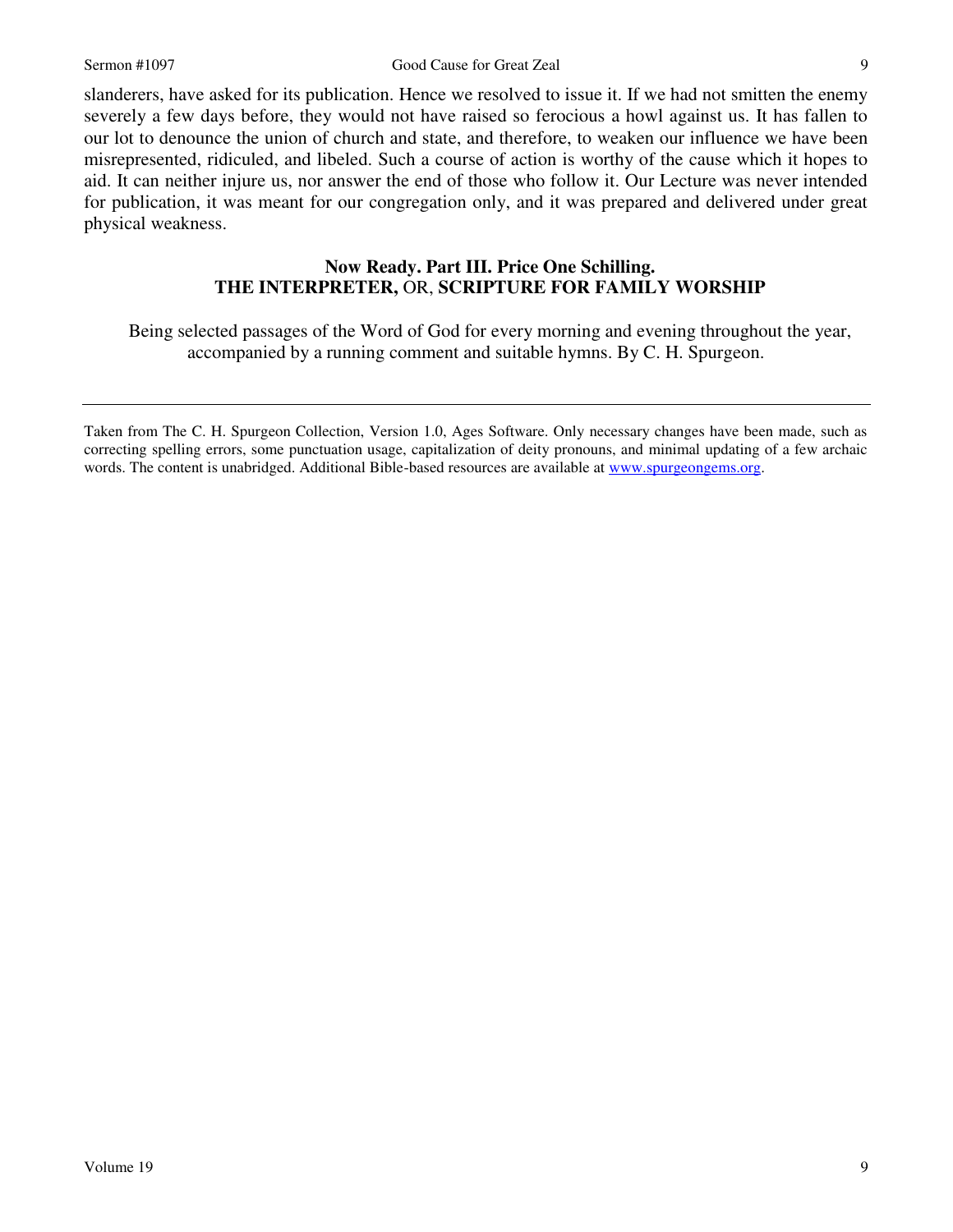slanderers, have asked for its publication. Hence we resolved to issue it. If we had not smitten the enemy severely a few days before, they would not have raised so ferocious a howl against us. It has fallen to our lot to denounce the union of church and state, and therefore, to weaken our influence we have been misrepresented, ridiculed, and libeled. Such a course of action is worthy of the cause which it hopes to aid. It can neither injure us, nor answer the end of those who follow it. Our Lecture was never intended for publication, it was meant for our congregation only, and it was prepared and delivered under great physical weakness.

**Now Ready. Part III. Price One Schilling.**
**THE INTERPRETER,** OR, **SCRIPTURE FOR FAMILY WORSHIP**

Being selected passages of the Word of God for every morning and evening throughout the year, accompanied by a running comment and suitable hymns. By C. H. Spurgeon.

---

Taken from The C. H. Spurgeon Collection, Version 1.0, Ages Software. Only necessary changes have been made, such as correcting spelling errors, some punctuation usage, capitalization of deity pronouns, and minimal updating of a few archaic words. The content is unabridged. Additional Bible-based resources are available at www.spurgeongems.org.